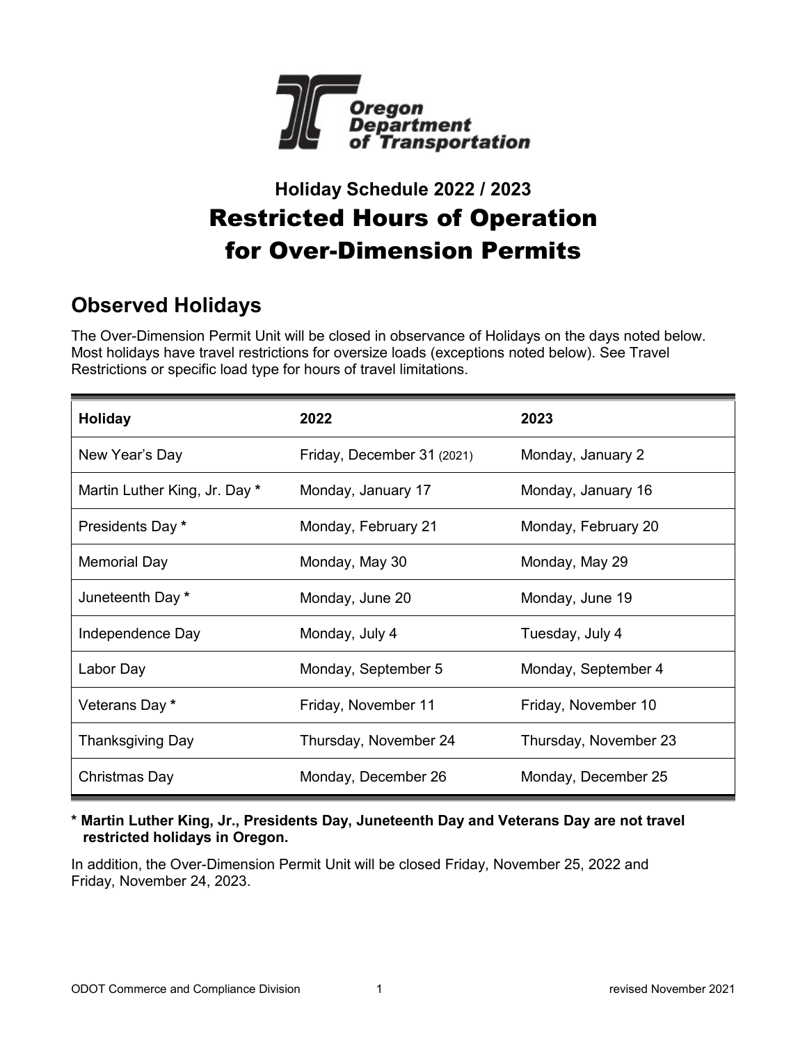Oregon Department of Transportation

### Holiday Schedule 2022 / 2023

# Restricted Hours of Operation for Over-Dimension Permits

## Observed Holidays

The Over-Dimension Permit Unit will be closed in observance of Holidays on the days noted below. Most holidays have travel restrictions for oversize loads (exceptions noted below). See Travel Restrictions or specific load type for hours of travel limitations.

| Holiday | 2022 | 2023 |
|---|---|---|
| New Year's Day | Friday, December 31 (2021) | Monday, January 2 |
| Martin Luther King, Jr. Day * | Monday, January 17 | Monday, January 16 |
| Presidents Day * | Monday, February 21 | Monday, February 20 |
| Memorial Day | Monday, May 30 | Monday, May 29 |
| Juneteenth Day * | Monday, June 20 | Monday, June 19 |
| Independence Day | Monday, July 4 | Tuesday, July 4 |
| Labor Day | Monday, September 5 | Monday, September 4 |
| Veterans Day * | Friday, November 11 | Friday, November 10 |
| Thanksgiving Day | Thursday, November 24 | Thursday, November 23 |
| Christmas Day | Monday, December 26 | Monday, December 25 |

**\* Martin Luther King, Jr., Presidents Day, Juneteenth Day and Veterans Day are not travel restricted holidays in Oregon.**

In addition, the Over-Dimension Permit Unit will be closed Friday, November 25, 2022 and Friday, November 24, 2023.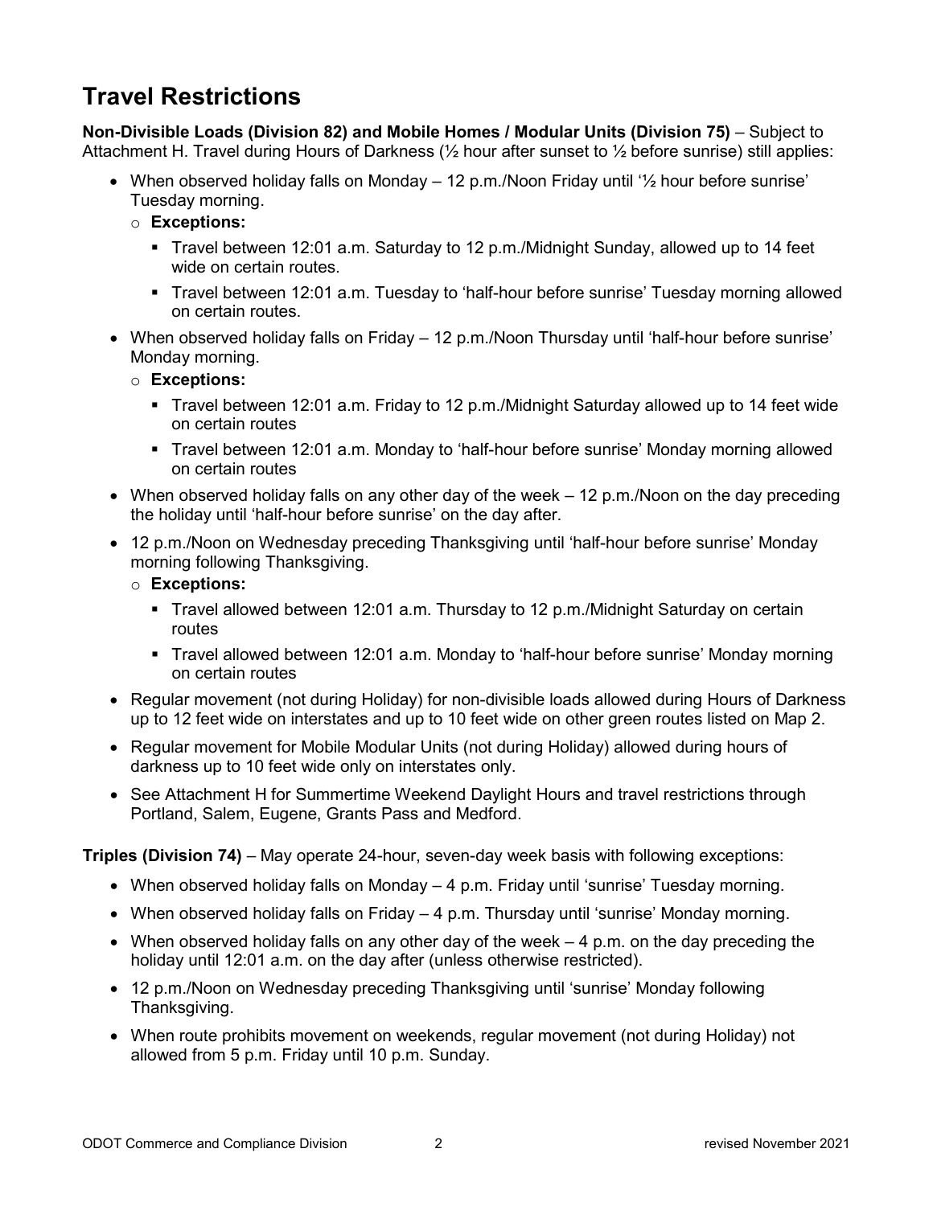# Travel Restrictions

**Non-Divisible Loads (Division 82) and Mobile Homes / Modular Units (Division 75)** – Subject to Attachment H. Travel during Hours of Darkness (½ hour after sunset to ½ before sunrise) still applies:

- When observed holiday falls on Monday – 12 p.m./Noon Friday until '½ hour before sunrise' Tuesday morning.
  - **Exceptions:**
    - Travel between 12:01 a.m. Saturday to 12 p.m./Midnight Sunday, allowed up to 14 feet wide on certain routes.
    - Travel between 12:01 a.m. Tuesday to 'half-hour before sunrise' Tuesday morning allowed on certain routes.
- When observed holiday falls on Friday – 12 p.m./Noon Thursday until 'half-hour before sunrise' Monday morning.
  - **Exceptions:**
    - Travel between 12:01 a.m. Friday to 12 p.m./Midnight Saturday allowed up to 14 feet wide on certain routes
    - Travel between 12:01 a.m. Monday to 'half-hour before sunrise' Monday morning allowed on certain routes
- When observed holiday falls on any other day of the week – 12 p.m./Noon on the day preceding the holiday until 'half-hour before sunrise' on the day after.
- 12 p.m./Noon on Wednesday preceding Thanksgiving until 'half-hour before sunrise' Monday morning following Thanksgiving.
  - **Exceptions:**
    - Travel allowed between 12:01 a.m. Thursday to 12 p.m./Midnight Saturday on certain routes
    - Travel allowed between 12:01 a.m. Monday to 'half-hour before sunrise' Monday morning on certain routes
- Regular movement (not during Holiday) for non-divisible loads allowed during Hours of Darkness up to 12 feet wide on interstates and up to 10 feet wide on other green routes listed on Map 2.
- Regular movement for Mobile Modular Units (not during Holiday) allowed during hours of darkness up to 10 feet wide only on interstates only.
- See Attachment H for Summertime Weekend Daylight Hours and travel restrictions through Portland, Salem, Eugene, Grants Pass and Medford.

**Triples (Division 74)** – May operate 24-hour, seven-day week basis with following exceptions:

- When observed holiday falls on Monday – 4 p.m. Friday until 'sunrise' Tuesday morning.
- When observed holiday falls on Friday – 4 p.m. Thursday until 'sunrise' Monday morning.
- When observed holiday falls on any other day of the week – 4 p.m. on the day preceding the holiday until 12:01 a.m. on the day after (unless otherwise restricted).
- 12 p.m./Noon on Wednesday preceding Thanksgiving until 'sunrise' Monday following Thanksgiving.
- When route prohibits movement on weekends, regular movement (not during Holiday) not allowed from 5 p.m. Friday until 10 p.m. Sunday.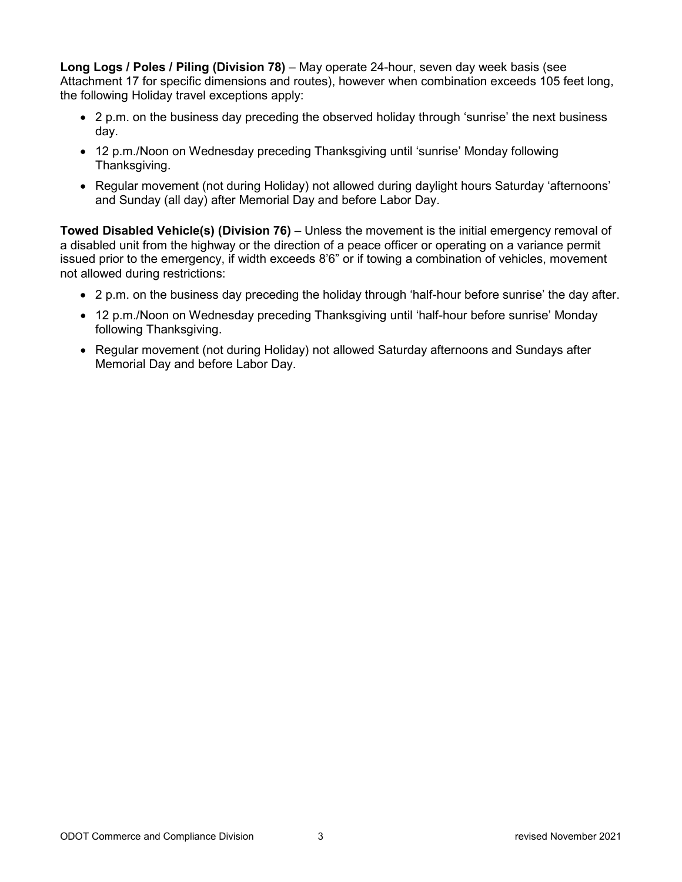**Long Logs / Poles / Piling (Division 78)** – May operate 24-hour, seven day week basis (see Attachment 17 for specific dimensions and routes), however when combination exceeds 105 feet long, the following Holiday travel exceptions apply:

- 2 p.m. on the business day preceding the observed holiday through 'sunrise' the next business day.
- 12 p.m./Noon on Wednesday preceding Thanksgiving until 'sunrise' Monday following Thanksgiving.
- Regular movement (not during Holiday) not allowed during daylight hours Saturday 'afternoons' and Sunday (all day) after Memorial Day and before Labor Day.

**Towed Disabled Vehicle(s) (Division 76)** – Unless the movement is the initial emergency removal of a disabled unit from the highway or the direction of a peace officer or operating on a variance permit issued prior to the emergency, if width exceeds 8'6" or if towing a combination of vehicles, movement not allowed during restrictions:

- 2 p.m. on the business day preceding the holiday through 'half-hour before sunrise' the day after.
- 12 p.m./Noon on Wednesday preceding Thanksgiving until 'half-hour before sunrise' Monday following Thanksgiving.
- Regular movement (not during Holiday) not allowed Saturday afternoons and Sundays after Memorial Day and before Labor Day.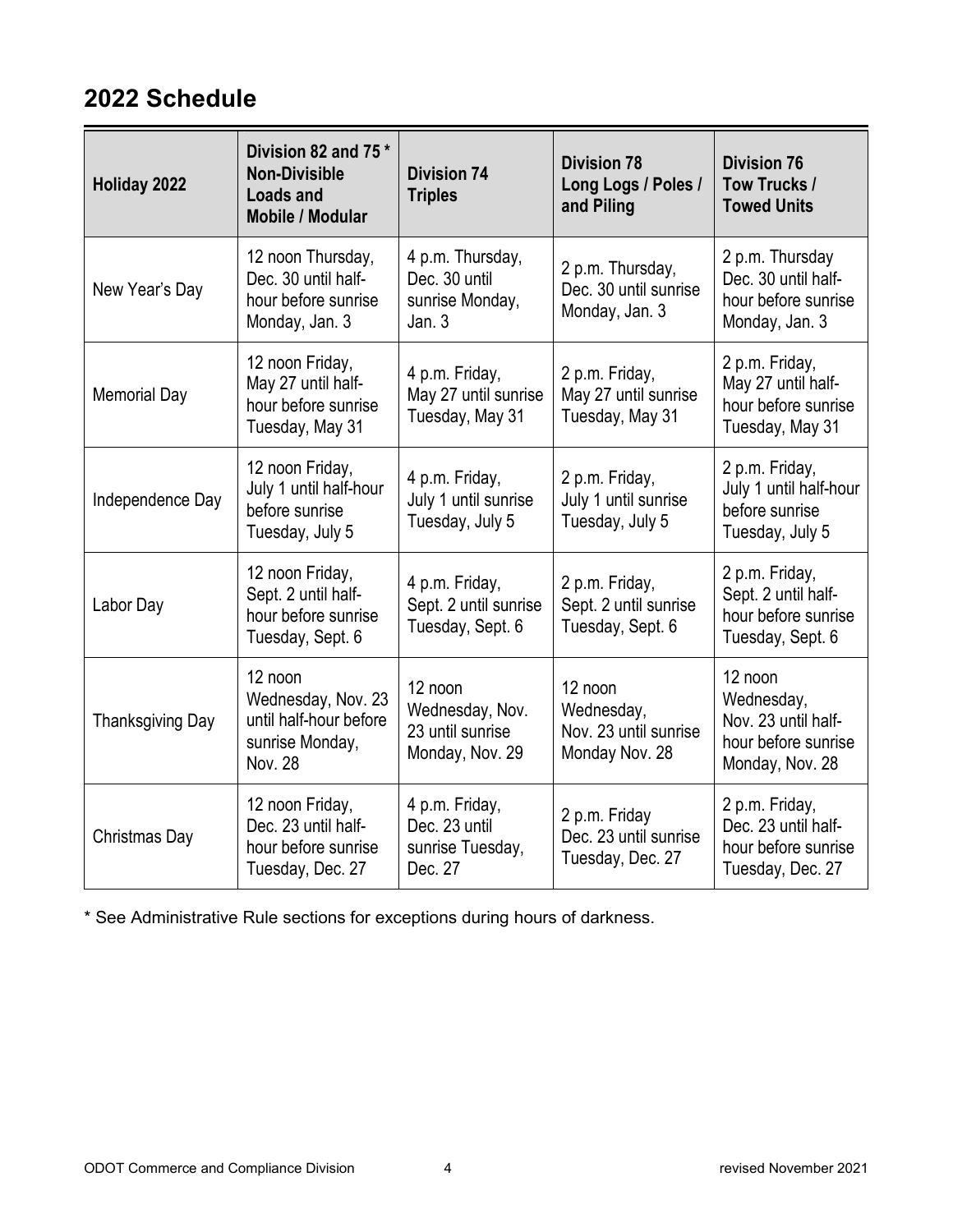## 2022 Schedule

| Holiday 2022 | Division 82 and 75 * Non-Divisible Loads and Mobile / Modular | Division 74 Triples | Division 78 Long Logs / Poles / and Piling | Division 76 Tow Trucks / Towed Units |
|---|---|---|---|---|
| New Year's Day | 12 noon Thursday, Dec. 30 until half-hour before sunrise Monday, Jan. 3 | 4 p.m. Thursday, Dec. 30 until sunrise Monday, Jan. 3 | 2 p.m. Thursday, Dec. 30 until sunrise Monday, Jan. 3 | 2 p.m. Thursday Dec. 30 until half-hour before sunrise Monday, Jan. 3 |
| Memorial Day | 12 noon Friday, May 27 until half-hour before sunrise Tuesday, May 31 | 4 p.m. Friday, May 27 until sunrise Tuesday, May 31 | 2 p.m. Friday, May 27 until sunrise Tuesday, May 31 | 2 p.m. Friday, May 27 until half-hour before sunrise Tuesday, May 31 |
| Independence Day | 12 noon Friday, July 1 until half-hour before sunrise Tuesday, July 5 | 4 p.m. Friday, July 1 until sunrise Tuesday, July 5 | 2 p.m. Friday, July 1 until sunrise Tuesday, July 5 | 2 p.m. Friday, July 1 until half-hour before sunrise Tuesday, July 5 |
| Labor Day | 12 noon Friday, Sept. 2 until half-hour before sunrise Tuesday, Sept. 6 | 4 p.m. Friday, Sept. 2 until sunrise Tuesday, Sept. 6 | 2 p.m. Friday, Sept. 2 until sunrise Tuesday, Sept. 6 | 2 p.m. Friday, Sept. 2 until half-hour before sunrise Tuesday, Sept. 6 |
| Thanksgiving Day | 12 noon Wednesday, Nov. 23 until half-hour before sunrise Monday, Nov. 28 | 12 noon Wednesday, Nov. 23 until sunrise Monday, Nov. 29 | 12 noon Wednesday, Nov. 23 until sunrise Monday Nov. 28 | 12 noon Wednesday, Nov. 23 until half-hour before sunrise Monday, Nov. 28 |
| Christmas Day | 12 noon Friday, Dec. 23 until half-hour before sunrise Tuesday, Dec. 27 | 4 p.m. Friday, Dec. 23 until sunrise Tuesday, Dec. 27 | 2 p.m. Friday Dec. 23 until sunrise Tuesday, Dec. 27 | 2 p.m. Friday, Dec. 23 until half-hour before sunrise Tuesday, Dec. 27 |

* See Administrative Rule sections for exceptions during hours of darkness.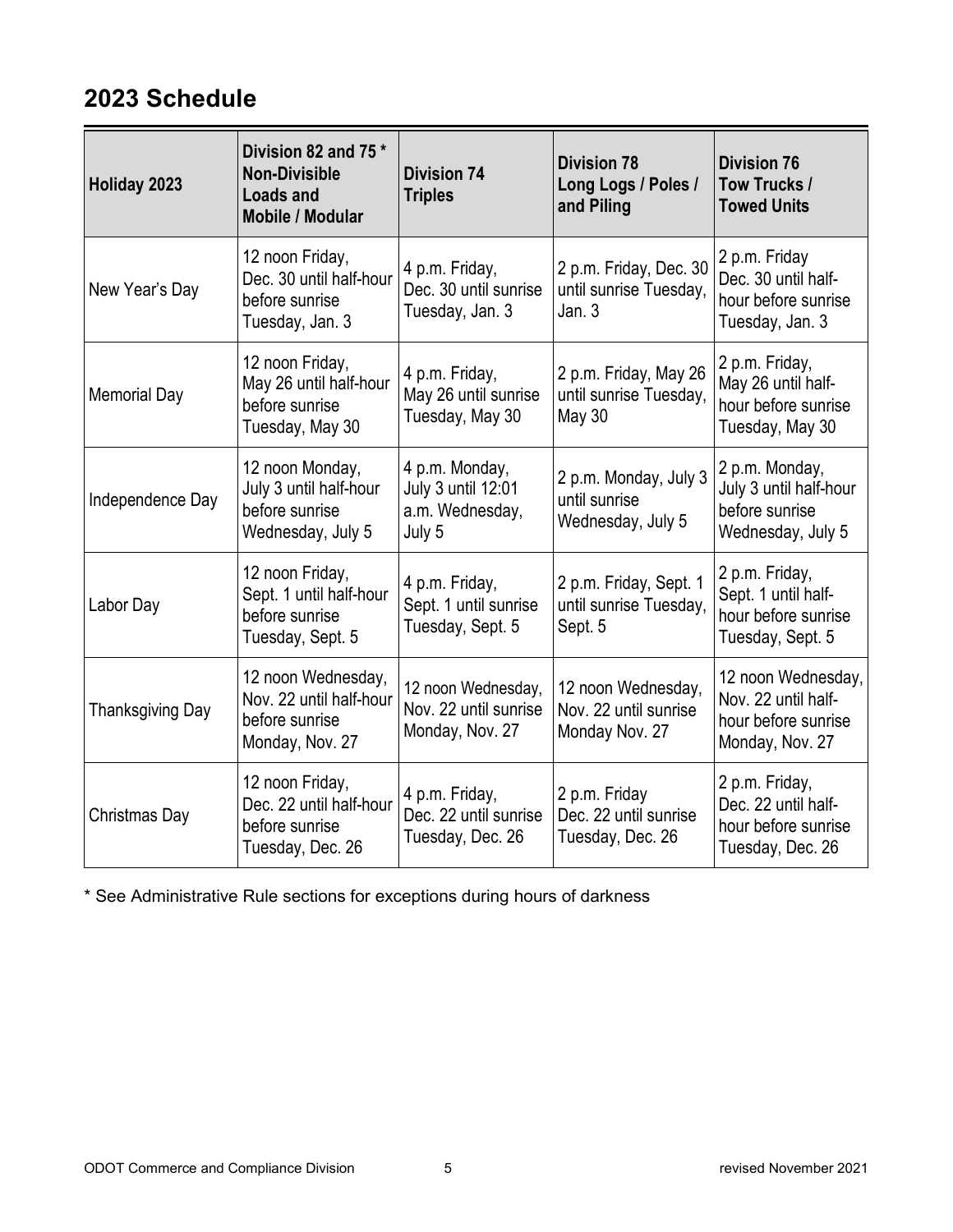## 2023 Schedule

| Holiday 2023 | Division 82 and 75 * Non-Divisible Loads and Mobile / Modular | Division 74 Triples | Division 78 Long Logs / Poles / and Piling | Division 76 Tow Trucks / Towed Units |
|---|---|---|---|---|
| New Year's Day | 12 noon Friday, Dec. 30 until half-hour before sunrise Tuesday, Jan. 3 | 4 p.m. Friday, Dec. 30 until sunrise Tuesday, Jan. 3 | 2 p.m. Friday, Dec. 30 until sunrise Tuesday, Jan. 3 | 2 p.m. Friday Dec. 30 until half-hour before sunrise Tuesday, Jan. 3 |
| Memorial Day | 12 noon Friday, May 26 until half-hour before sunrise Tuesday, May 30 | 4 p.m. Friday, May 26 until sunrise Tuesday, May 30 | 2 p.m. Friday, May 26 until sunrise Tuesday, May 30 | 2 p.m. Friday, May 26 until half-hour before sunrise Tuesday, May 30 |
| Independence Day | 12 noon Monday, July 3 until half-hour before sunrise Wednesday, July 5 | 4 p.m. Monday, July 3 until 12:01 a.m. Wednesday, July 5 | 2 p.m. Monday, July 3 until sunrise Wednesday, July 5 | 2 p.m. Monday, July 3 until half-hour before sunrise Wednesday, July 5 |
| Labor Day | 12 noon Friday, Sept. 1 until half-hour before sunrise Tuesday, Sept. 5 | 4 p.m. Friday, Sept. 1 until sunrise Tuesday, Sept. 5 | 2 p.m. Friday, Sept. 1 until sunrise Tuesday, Sept. 5 | 2 p.m. Friday, Sept. 1 until half-hour before sunrise Tuesday, Sept. 5 |
| Thanksgiving Day | 12 noon Wednesday, Nov. 22 until half-hour before sunrise Monday, Nov. 27 | 12 noon Wednesday, Nov. 22 until sunrise Monday, Nov. 27 | 12 noon Wednesday, Nov. 22 until sunrise Monday Nov. 27 | 12 noon Wednesday, Nov. 22 until half-hour before sunrise Monday, Nov. 27 |
| Christmas Day | 12 noon Friday, Dec. 22 until half-hour before sunrise Tuesday, Dec. 26 | 4 p.m. Friday, Dec. 22 until sunrise Tuesday, Dec. 26 | 2 p.m. Friday Dec. 22 until sunrise Tuesday, Dec. 26 | 2 p.m. Friday, Dec. 22 until half-hour before sunrise Tuesday, Dec. 26 |

* See Administrative Rule sections for exceptions during hours of darkness